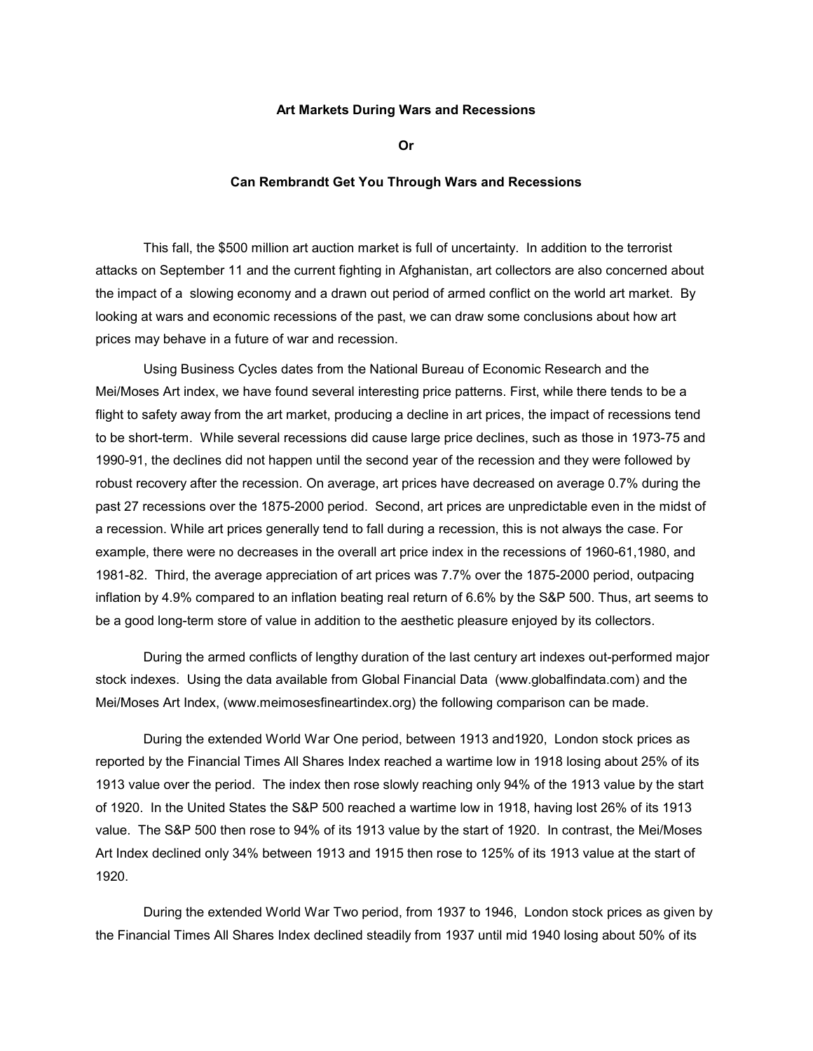**Art Markets During Wars and Recessions**

**Or**

**Can Rembrandt Get You Through Wars and Recessions**

This fall, the $500 million art auction market is full of uncertainty. In addition to the terrorist attacks on September 11 and the current fighting in Afghanistan, art collectors are also concerned about the impact of a slowing economy and a drawn out period of armed conflict on the world art market. By looking at wars and economic recessions of the past, we can draw some conclusions about how art prices may behave in a future of war and recession.

Using Business Cycles dates from the National Bureau of Economic Research and the Mei/Moses Art index, we have found several interesting price patterns. First, while there tends to be a flight to safety away from the art market, producing a decline in art prices, the impact of recessions tend to be short-term. While several recessions did cause large price declines, such as those in 1973-75 and 1990-91, the declines did not happen until the second year of the recession and they were followed by robust recovery after the recession. On average, art prices have decreased on average 0.7% during the past 27 recessions over the 1875-2000 period. Second, art prices are unpredictable even in the midst of a recession. While art prices generally tend to fall during a recession, this is not always the case. For example, there were no decreases in the overall art price index in the recessions of 1960-61,1980, and 1981-82. Third, the average appreciation of art prices was 7.7% over the 1875-2000 period, outpacing inflation by 4.9% compared to an inflation beating real return of 6.6% by the S&P 500. Thus, art seems to be a good long-term store of value in addition to the aesthetic pleasure enjoyed by its collectors.

During the armed conflicts of lengthy duration of the last century art indexes out-performed major stock indexes. Using the data available from Global Financial Data (www.globalfindata.com) and the Mei/Moses Art Index, (www.meimosesfineartindex.org) the following comparison can be made.

During the extended World War One period, between 1913 and1920, London stock prices as reported by the Financial Times All Shares Index reached a wartime low in 1918 losing about 25% of its 1913 value over the period. The index then rose slowly reaching only 94% of the 1913 value by the start of 1920. In the United States the S&P 500 reached a wartime low in 1918, having lost 26% of its 1913 value. The S&P 500 then rose to 94% of its 1913 value by the start of 1920. In contrast, the Mei/Moses Art Index declined only 34% between 1913 and 1915 then rose to 125% of its 1913 value at the start of 1920.

During the extended World War Two period, from 1937 to 1946, London stock prices as given by the Financial Times All Shares Index declined steadily from 1937 until mid 1940 losing about 50% of its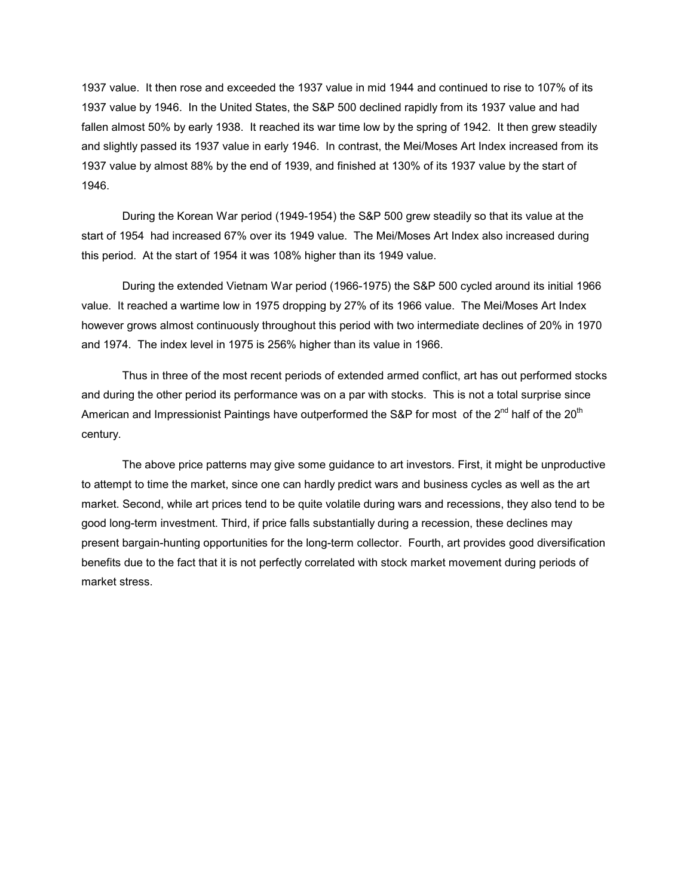1937 value. It then rose and exceeded the 1937 value in mid 1944 and continued to rise to 107% of its 1937 value by 1946. In the United States, the S&P 500 declined rapidly from its 1937 value and had fallen almost 50% by early 1938. It reached its war time low by the spring of 1942. It then grew steadily and slightly passed its 1937 value in early 1946. In contrast, the Mei/Moses Art Index increased from its 1937 value by almost 88% by the end of 1939, and finished at 130% of its 1937 value by the start of 1946.

During the Korean War period (1949-1954) the S&P 500 grew steadily so that its value at the start of 1954 had increased 67% over its 1949 value. The Mei/Moses Art Index also increased during this period. At the start of 1954 it was 108% higher than its 1949 value.

During the extended Vietnam War period (1966-1975) the S&P 500 cycled around its initial 1966 value. It reached a wartime low in 1975 dropping by 27% of its 1966 value. The Mei/Moses Art Index however grows almost continuously throughout this period with two intermediate declines of 20% in 1970 and 1974. The index level in 1975 is 256% higher than its value in 1966.

Thus in three of the most recent periods of extended armed conflict, art has out performed stocks and during the other period its performance was on a par with stocks. This is not a total surprise since American and Impressionist Paintings have outperformed the S&P for most of the 2nd half of the 20th century.

The above price patterns may give some guidance to art investors. First, it might be unproductive to attempt to time the market, since one can hardly predict wars and business cycles as well as the art market. Second, while art prices tend to be quite volatile during wars and recessions, they also tend to be good long-term investment. Third, if price falls substantially during a recession, these declines may present bargain-hunting opportunities for the long-term collector. Fourth, art provides good diversification benefits due to the fact that it is not perfectly correlated with stock market movement during periods of market stress.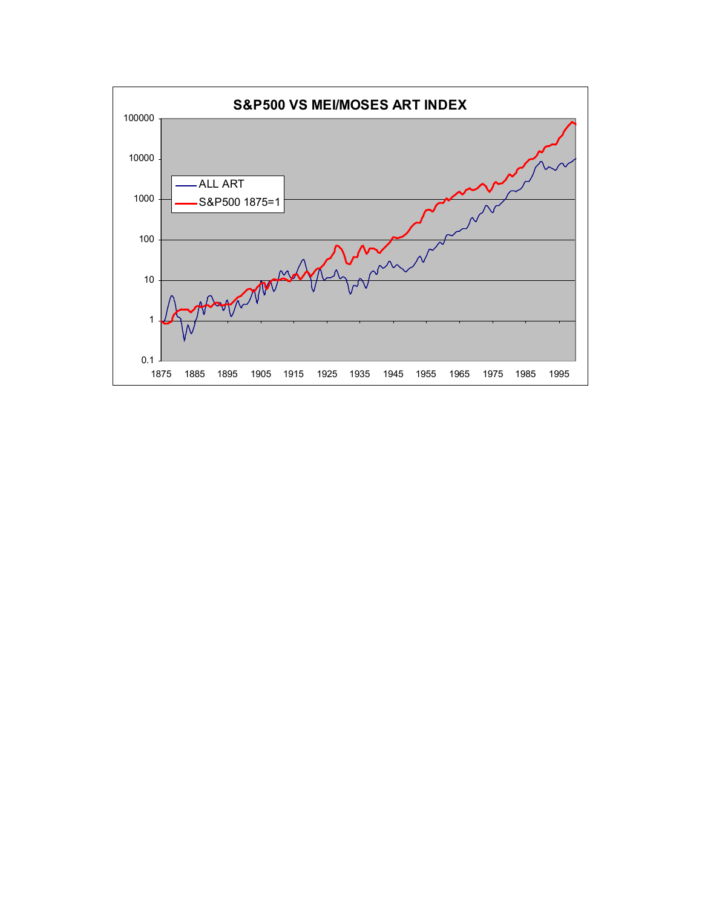S&P500 VS MEI/MOSES ART INDEX

100000
10000
1000
100
10
1
0.1

1875 1885 1895 1905 1915 1925 1935 1945 1955 1965 1975 1985 1995

ALL ART
S&P500 1875=1